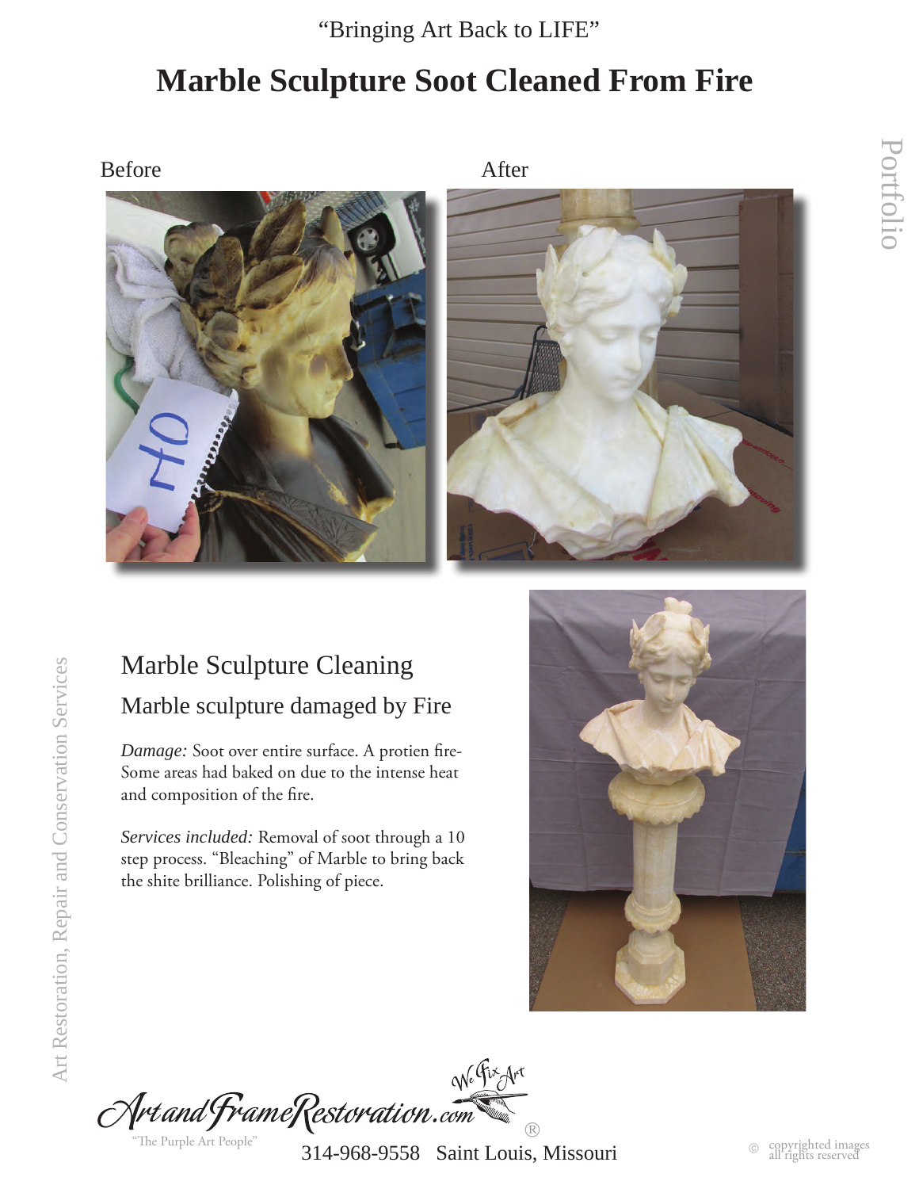"Bringing Art Back to LIFE"

# Marble Sculpture Soot Cleaned From Fire

Before

After

Portfolio

## Marble Sculpture Cleaning

### Marble sculpture damaged by Fire

*Damage:* Soot over entire surface. A protien fire- Some areas had baked on due to the intense heat and composition of the fire.

*Services included:* Removal of soot through a 10 step process. "Bleaching" of Marble to bring back the shite brilliance. Polishing of piece.

Art Restoration, Repair and Conservation Services

ArtandFrameRestoration.com® We Fix Art

"The Purple Art People"

314-968-9558 Saint Louis, Missouri

© copyrighted images all rights reserved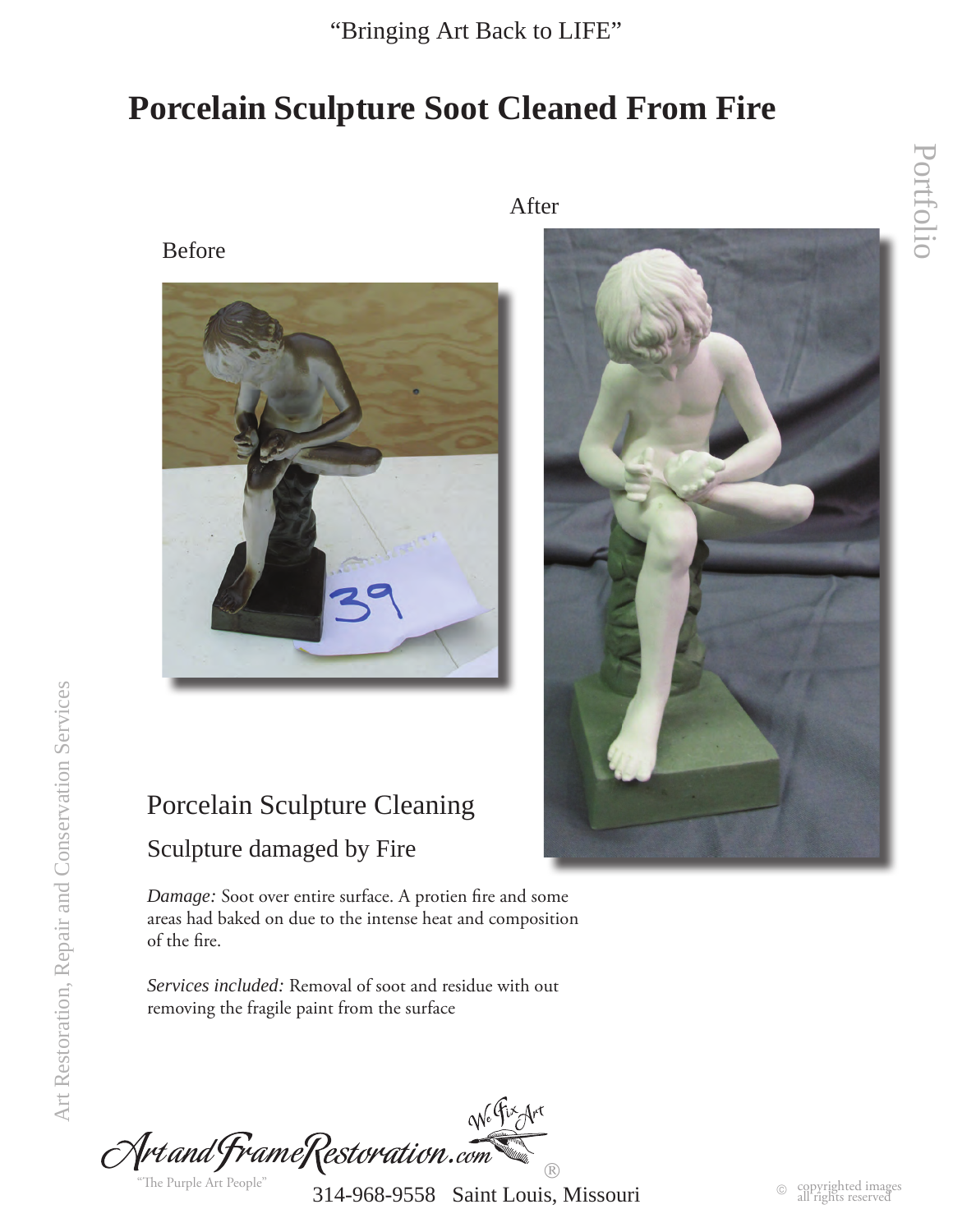"Bringing Art Back to LIFE"

# Porcelain Sculpture Soot Cleaned From Fire

Before

After

## Porcelain Sculpture Cleaning

### Sculpture damaged by Fire

*Damage:* Soot over entire surface. A protien fire and some areas had baked on due to the intense heat and composition of the fire.

*Services included:* Removal of soot and residue with out removing the fragile paint from the surface

ArtandFrameRestoration.com® We Fix Art

"The Purple Art People"

314-968-9558 Saint Louis, Missouri

© copyrighted images all rights reserved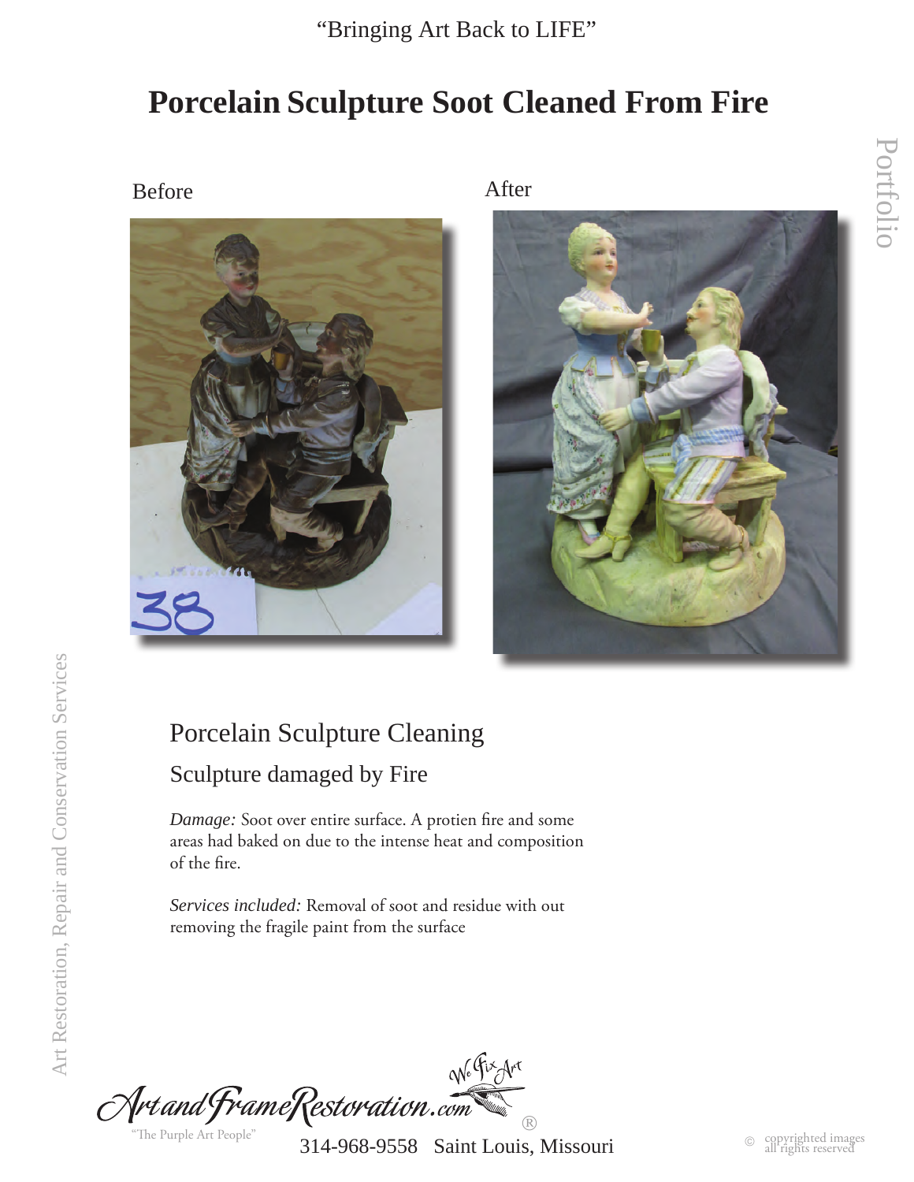"Bringing Art Back to LIFE"

# Porcelain Sculpture Soot Cleaned From Fire

Before

After

## Porcelain Sculpture Cleaning

### Sculpture damaged by Fire

*Damage:* Soot over entire surface. A protien fire and some areas had baked on due to the intense heat and composition of the fire.

*Services included:* Removal of soot and residue with out removing the fragile paint from the surface

ArtandFrameRestoration.com ® We Fix Art

"The Purple Art People"

314-968-9558 Saint Louis, Missouri

© copyrighted images all rights reserved